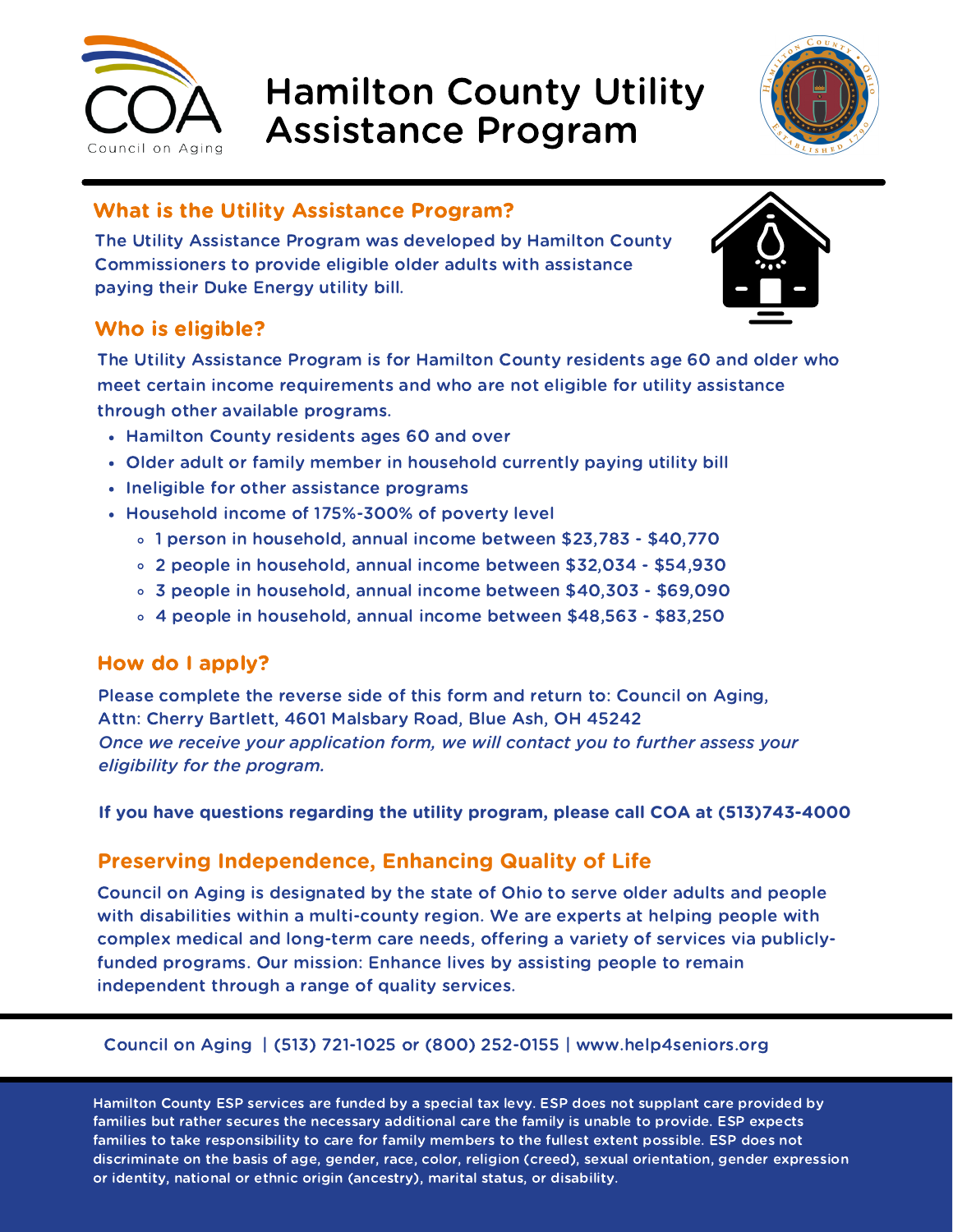# Hamilton County Utility Assistance Program

## What is the Utility Assistance Program?

The Utility Assistance Program was developed by Hamilton County Commissioners to provide eligible older adults with assistance paying their Duke Energy utility bill.

## Who is eligible?

The Utility Assistance Program is for Hamilton County residents age 60 and older who meet certain income requirements and who are not eligible for utility assistance through other available programs.

- Hamilton County residents ages 60 and over
- Older adult or family member in household currently paying utility bill
- Ineligible for other assistance programs
- Household income of 175%-300% of poverty level
  - 1 person in household, annual income between $23,783 - $40,770
  - 2 people in household, annual income between $32,034 - $54,930
  - 3 people in household, annual income between $40,303 - $69,090
  - 4 people in household, annual income between $48,563 - $83,250

## How do I apply?

Please complete the reverse side of this form and return to: Council on Aging, Attn: Cherry Bartlett, 4601 Malsbary Road, Blue Ash, OH 45242

*Once we receive your application form, we will contact you to further assess your eligibility for the program.*

**If you have questions regarding the utility program, please call COA at (513)743-4000**

## Preserving Independence, Enhancing Quality of Life

Council on Aging is designated by the state of Ohio to serve older adults and people with disabilities within a multi-county region. We are experts at helping people with complex medical and long-term care needs, offering a variety of services via publicly-funded programs. Our mission: Enhance lives by assisting people to remain independent through a range of quality services.

Council on Aging | (513) 721-1025 or (800) 252-0155 | www.help4seniors.org

Hamilton County ESP services are funded by a special tax levy. ESP does not supplant care provided by families but rather secures the necessary additional care the family is unable to provide. ESP expects families to take responsibility to care for family members to the fullest extent possible. ESP does not discriminate on the basis of age, gender, race, color, religion (creed), sexual orientation, gender expression or identity, national or ethnic origin (ancestry), marital status, or disability.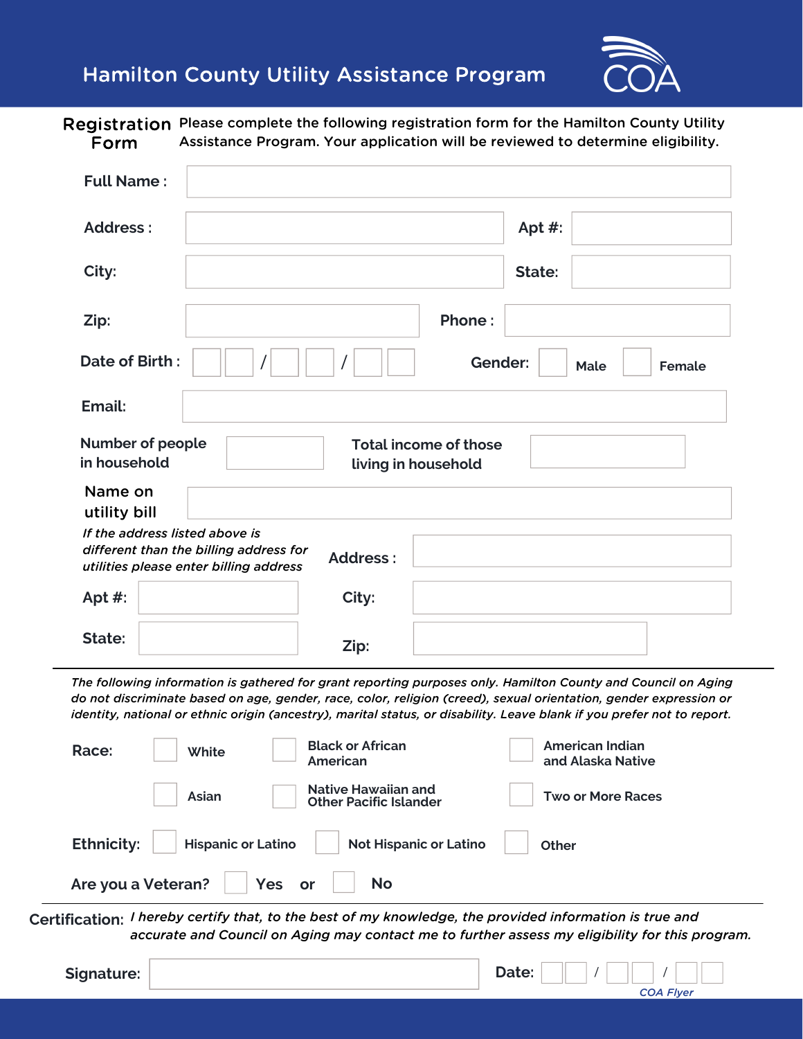# Hamilton County Utility Assistance Program

COA

**Registration Form** Please complete the following registration form for the Hamilton County Utility Assistance Program. Your application will be reviewed to determine eligibility.

**Full Name :**

**Address :** **Apt #:**

**City:** **State:**

**Zip:** **Phone :**

**Date of Birth :** ☐☐ / ☐☐ / ☐☐ **Gender:** ☐ Male ☐ Female

**Email:**

**Number of people in household** **Total income of those living in household**

**Name on utility bill**

*If the address listed above is different than the billing address for utilities please enter billing address* **Address :**

**Apt #:** **City:**

**State:** **Zip:**

---

*The following information is gathered for grant reporting purposes only. Hamilton County and Council on Aging do not discriminate based on age, gender, race, color, religion (creed), sexual orientation, gender expression or identity, national or ethnic origin (ancestry), marital status, or disability. Leave blank if you prefer not to report.*

**Race:** ☐ White ☐ Black or African American ☐ American Indian and Alaska Native

☐ Asian ☐ Native Hawaiian and Other Pacific Islander ☐ Two or More Races

**Ethnicity:** ☐ Hispanic or Latino ☐ Not Hispanic or Latino ☐ Other

**Are you a Veteran?** ☐ Yes or ☐ No

---

**Certification:** *I hereby certify that, to the best of my knowledge, the provided information is true and accurate and Council on Aging may contact me to further assess my eligibility for this program.*

**Signature:** **Date:** ☐☐ / ☐☐ / ☐☐

*COA Flyer*